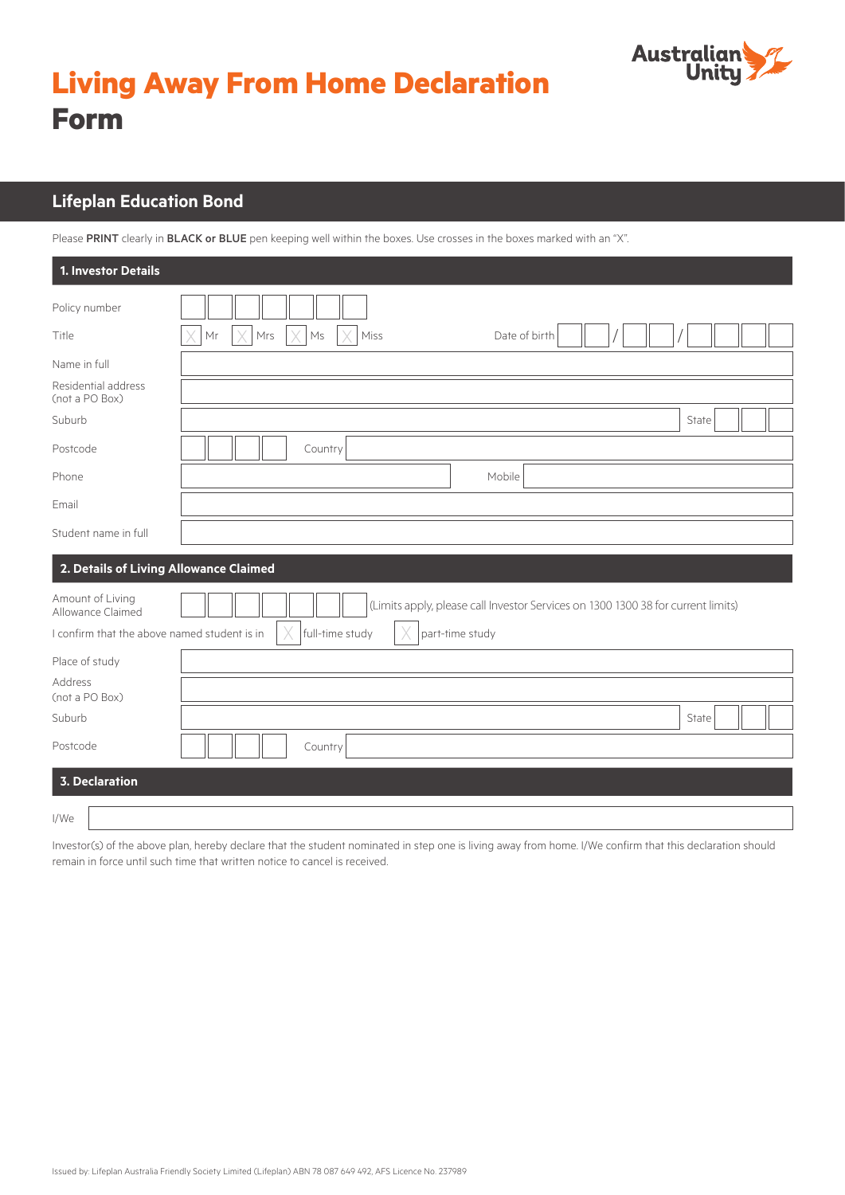# Living Away From Home Declaration Form

## Lifeplan Education Bond

Please **PRINT** clearly in **BLACK or BLUE** pen keeping well within the boxes. Use crosses in the boxes marked with an "X".

### 1. Investor Details

Policy number

Title ☐ Mr ☐ Mrs ☐ Ms ☐ Miss Date of birth \_\_ / \_\_ / \_\_\_\_

Name in full

Residential address (not a PO Box)

Suburb State

Postcode Country

Phone Mobile

Email

Student name in full

### 2. Details of Living Allowance Claimed

Amount of Living Allowance Claimed (Limits apply, please call Investor Services on 1300 1300 38 for current limits)

I confirm that the above named student is in ☐ full-time study ☐ part-time study

Place of study

Address (not a PO Box)

Suburb State

Postcode Country

### 3. Declaration

I/We

Investor(s) of the above plan, hereby declare that the student nominated in step one is living away from home. I/We confirm that this declaration should remain in force until such time that written notice to cancel is received.

Issued by: Lifeplan Australia Friendly Society Limited (Lifeplan) ABN 78 087 649 492, AFS Licence No. 237989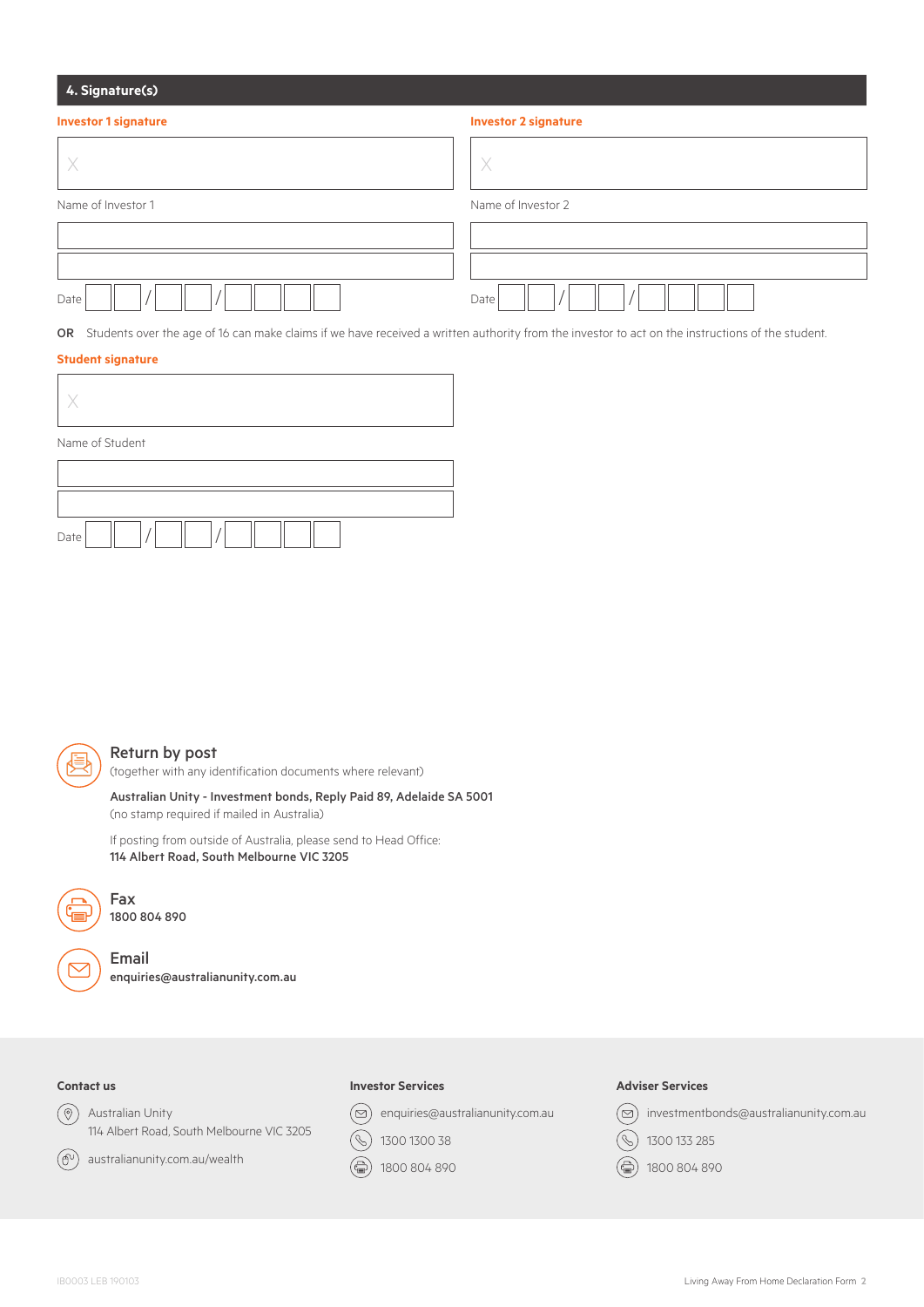## 4. Signature(s)

**Investor 1 signature**

X

Name of Investor 1

Date __ __ / __ __ / __ __ __ __

**Investor 2 signature**

X

Name of Investor 2

Date __ __ / __ __ / __ __ __ __

**OR** Students over the age of 16 can make claims if we have received a written authority from the investor to act on the instructions of the student.

**Student signature**

X

Name of Student

Date __ __ / __ __ / __ __ __ __

### Return by post

(together with any identification documents where relevant)

**Australian Unity - Investment bonds, Reply Paid 89, Adelaide SA 5001**
(no stamp required if mailed in Australia)

If posting from outside of Australia, please send to Head Office:
**114 Albert Road, South Melbourne VIC 3205**

### Fax

**1800 804 890**

### Email

**enquiries@australianunity.com.au**

**Contact us**

Australian Unity
114 Albert Road, South Melbourne VIC 3205

australianunity.com.au/wealth

**Investor Services**

enquiries@australianunity.com.au

1300 1300 38

1800 804 890

**Adviser Services**

investmentbonds@australianunity.com.au

1300 133 285

1800 804 890

IB0003 LEB 190103